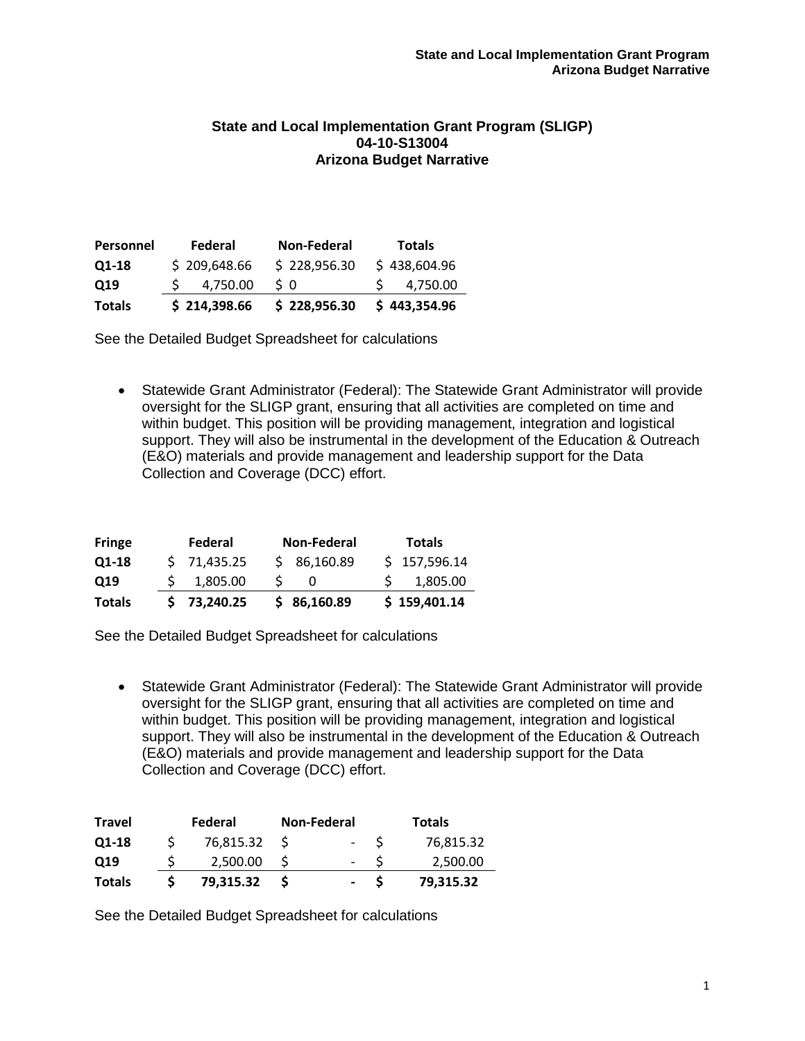### State and Local Implementation Grant Program (SLIGP)
### 04-10-S13004
### Arizona Budget Narrative

| Personnel | Federal | Non-Federal | Totals |
|---|---|---|---|
| Q1-18 | $ 209,648.66 | $ 228,956.30 | $ 438,604.96 |
| Q19 | $ 4,750.00 | $ 0 | $ 4,750.00 |
| **Totals** | **$ 214,398.66** | **$ 228,956.30** | **$ 443,354.96** |

See the Detailed Budget Spreadsheet for calculations

- Statewide Grant Administrator (Federal): The Statewide Grant Administrator will provide oversight for the SLIGP grant, ensuring that all activities are completed on time and within budget. This position will be providing management, integration and logistical support. They will also be instrumental in the development of the Education & Outreach (E&O) materials and provide management and leadership support for the Data Collection and Coverage (DCC) effort.

| Fringe | Federal | Non-Federal | Totals |
|---|---|---|---|
| Q1-18 | $ 71,435.25 | $ 86,160.89 | $ 157,596.14 |
| Q19 | $ 1,805.00 | $ 0 | $ 1,805.00 |
| **Totals** | **$ 73,240.25** | **$ 86,160.89** | **$ 159,401.14** |

See the Detailed Budget Spreadsheet for calculations

- Statewide Grant Administrator (Federal): The Statewide Grant Administrator will provide oversight for the SLIGP grant, ensuring that all activities are completed on time and within budget. This position will be providing management, integration and logistical support. They will also be instrumental in the development of the Education & Outreach (E&O) materials and provide management and leadership support for the Data Collection and Coverage (DCC) effort.

| Travel | Federal | Non-Federal | Totals |
|---|---|---|---|
| Q1-18 | $ 76,815.32 | $ - | $ 76,815.32 |
| Q19 | $ 2,500.00 | $ - | $ 2,500.00 |
| **Totals** | **$ 79,315.32** | **$ -** | **$ 79,315.32** |

See the Detailed Budget Spreadsheet for calculations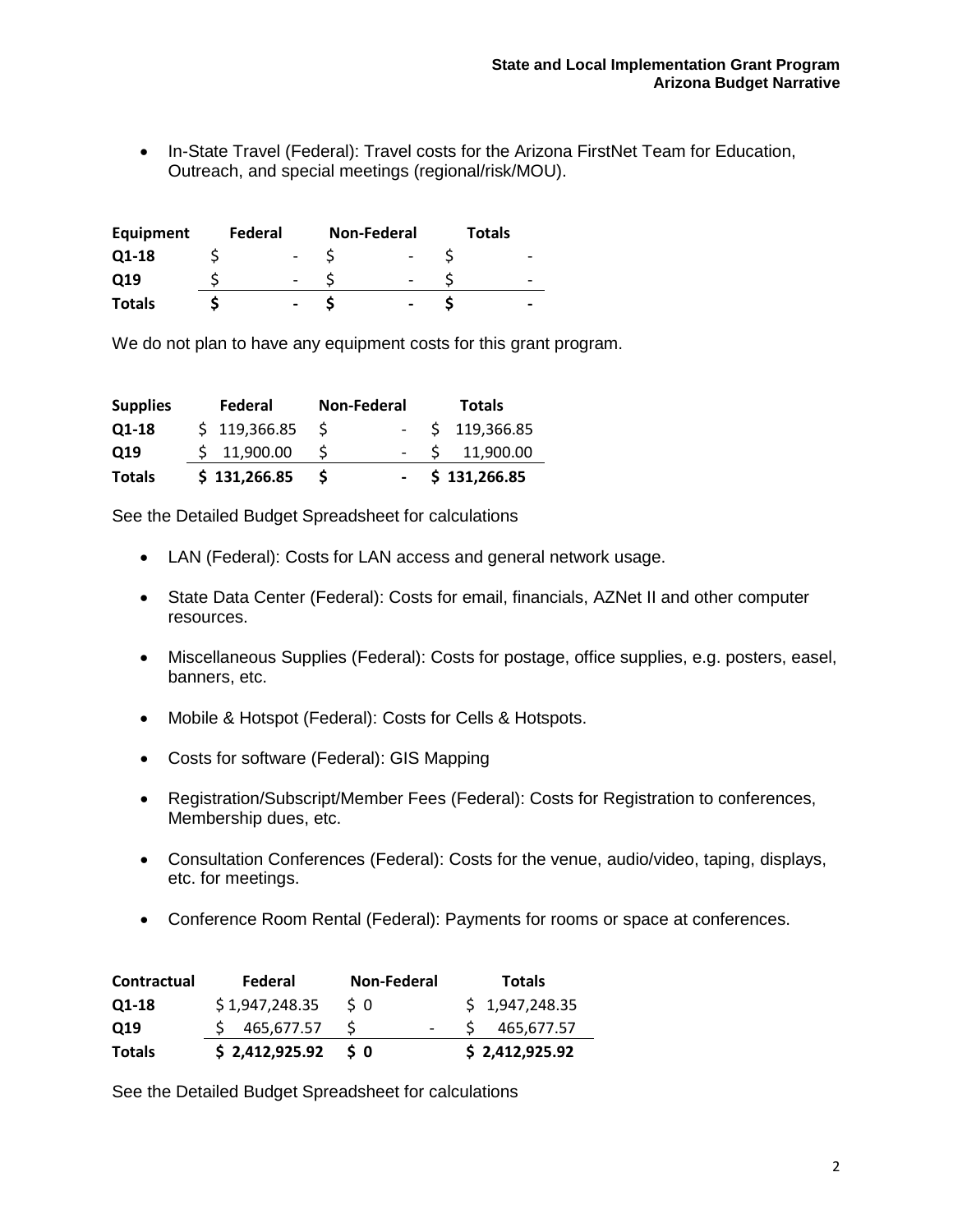- In-State Travel (Federal): Travel costs for the Arizona FirstNet Team for Education, Outreach, and special meetings (regional/risk/MOU).

| Equipment | Federal | Non-Federal | Totals |
|---|---|---|---|
| Q1-18 | $ - | $ - | $ - |
| Q19 | $ - | $ - | $ - |
| **Totals** | **$ -** | **$ -** | **$ -** |

We do not plan to have any equipment costs for this grant program.

| Supplies | Federal | Non-Federal | Totals |
|---|---|---|---|
| Q1-18 | $ 119,366.85 | $ - | $ 119,366.85 |
| Q19 | $ 11,900.00 | $ - | $ 11,900.00 |
| **Totals** | **$ 131,266.85** | **$ -** | **$ 131,266.85** |

See the Detailed Budget Spreadsheet for calculations

- LAN (Federal): Costs for LAN access and general network usage.
- State Data Center (Federal): Costs for email, financials, AZNet II and other computer resources.
- Miscellaneous Supplies (Federal): Costs for postage, office supplies, e.g. posters, easel, banners, etc.
- Mobile & Hotspot (Federal): Costs for Cells & Hotspots.
- Costs for software (Federal): GIS Mapping
- Registration/Subscript/Member Fees (Federal): Costs for Registration to conferences, Membership dues, etc.
- Consultation Conferences (Federal): Costs for the venue, audio/video, taping, displays, etc. for meetings.
- Conference Room Rental (Federal): Payments for rooms or space at conferences.

| Contractual | Federal | Non-Federal | Totals |
|---|---|---|---|
| Q1-18 | $ 1,947,248.35 | $ 0 | $ 1,947,248.35 |
| Q19 | $ 465,677.57 | $ - | $ 465,677.57 |
| **Totals** | **$ 2,412,925.92** | **$ 0** | **$ 2,412,925.92** |

See the Detailed Budget Spreadsheet for calculations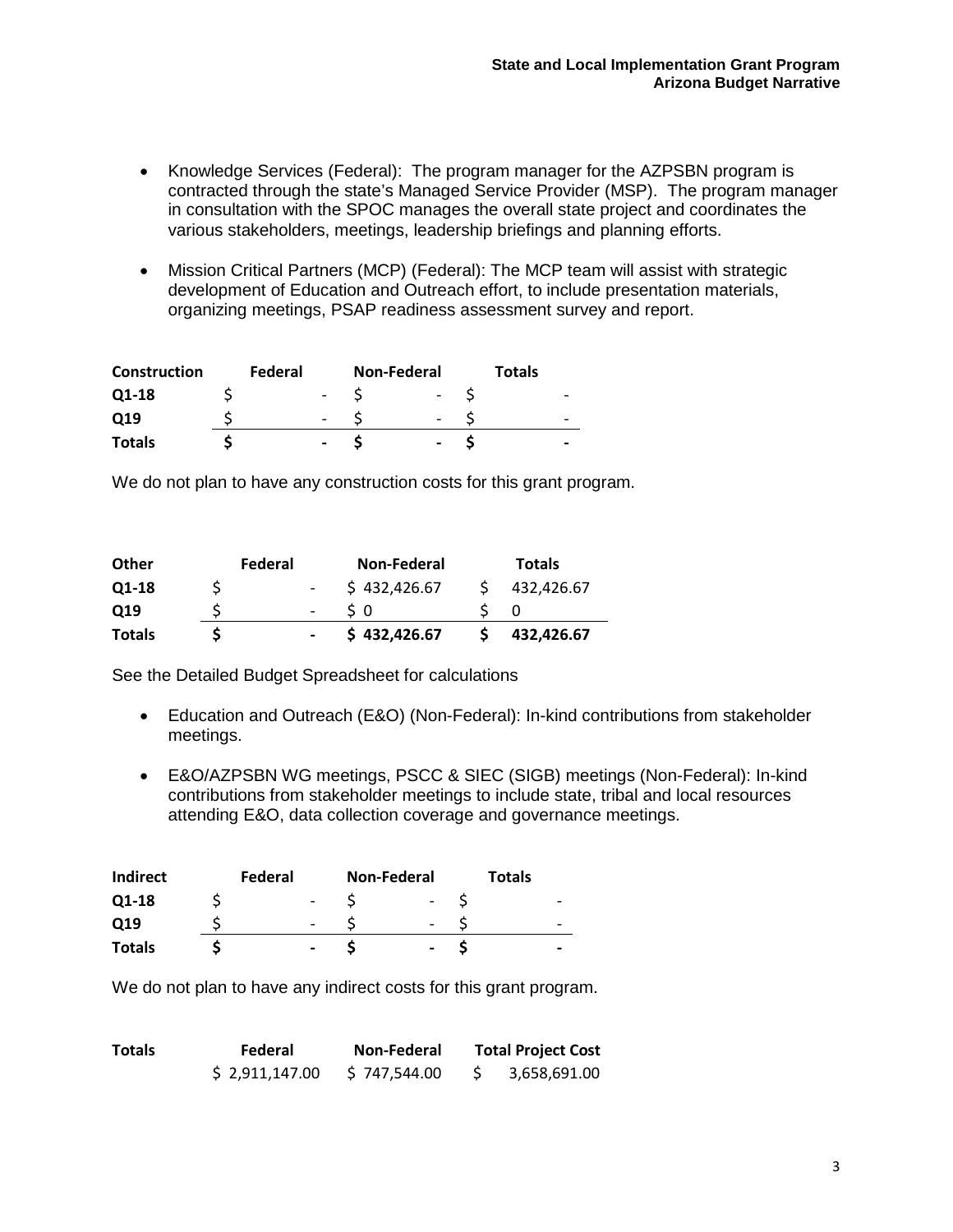- Knowledge Services (Federal): The program manager for the AZPSBN program is contracted through the state's Managed Service Provider (MSP). The program manager in consultation with the SPOC manages the overall state project and coordinates the various stakeholders, meetings, leadership briefings and planning efforts.

- Mission Critical Partners (MCP) (Federal): The MCP team will assist with strategic development of Education and Outreach effort, to include presentation materials, organizing meetings, PSAP readiness assessment survey and report.

| **Construction** | **Federal** | **Non-Federal** | **Totals** |
|---|---|---|---|
| **Q1-18** | $ - | $ - | $ - |
| **Q19** | $ - | $ - | $ - |
| **Totals** | **$ -** | **$ -** | **$ -** |

We do not plan to have any construction costs for this grant program.

| **Other** | **Federal** | **Non-Federal** | **Totals** |
|---|---|---|---|
| **Q1-18** | $ - | $ 432,426.67 | $ 432,426.67 |
| **Q19** | $ - | $ 0 | $ 0 |
| **Totals** | **$ -** | **$ 432,426.67** | **$ 432,426.67** |

See the Detailed Budget Spreadsheet for calculations

- Education and Outreach (E&O) (Non-Federal): In-kind contributions from stakeholder meetings.

- E&O/AZPSBN WG meetings, PSCC & SIEC (SIGB) meetings (Non-Federal): In-kind contributions from stakeholder meetings to include state, tribal and local resources attending E&O, data collection coverage and governance meetings.

| **Indirect** | **Federal** | **Non-Federal** | **Totals** |
|---|---|---|---|
| **Q1-18** | $ - | $ - | $ - |
| **Q19** | $ - | $ - | $ - |
| **Totals** | **$ -** | **$ -** | **$ -** |

We do not plan to have any indirect costs for this grant program.

| **Totals** | **Federal** | **Non-Federal** | **Total Project Cost** |
|---|---|---|---|
| | $ 2,911,147.00 | $ 747,544.00 | $ 3,658,691.00 |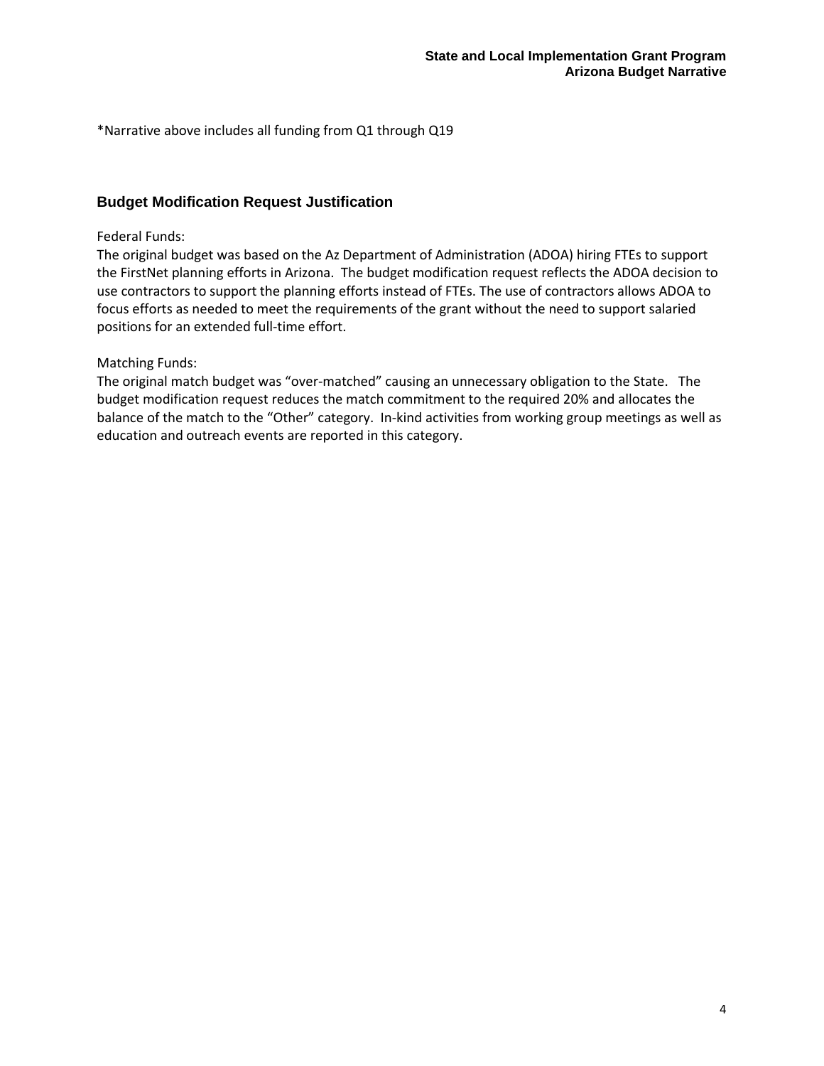*Narrative above includes all funding from Q1 through Q19

## Budget Modification Request Justification

Federal Funds:
The original budget was based on the Az Department of Administration (ADOA) hiring FTEs to support the FirstNet planning efforts in Arizona. The budget modification request reflects the ADOA decision to use contractors to support the planning efforts instead of FTEs. The use of contractors allows ADOA to focus efforts as needed to meet the requirements of the grant without the need to support salaried positions for an extended full-time effort.

Matching Funds:
The original match budget was "over-matched" causing an unnecessary obligation to the State. The budget modification request reduces the match commitment to the required 20% and allocates the balance of the match to the "Other" category. In-kind activities from working group meetings as well as education and outreach events are reported in this category.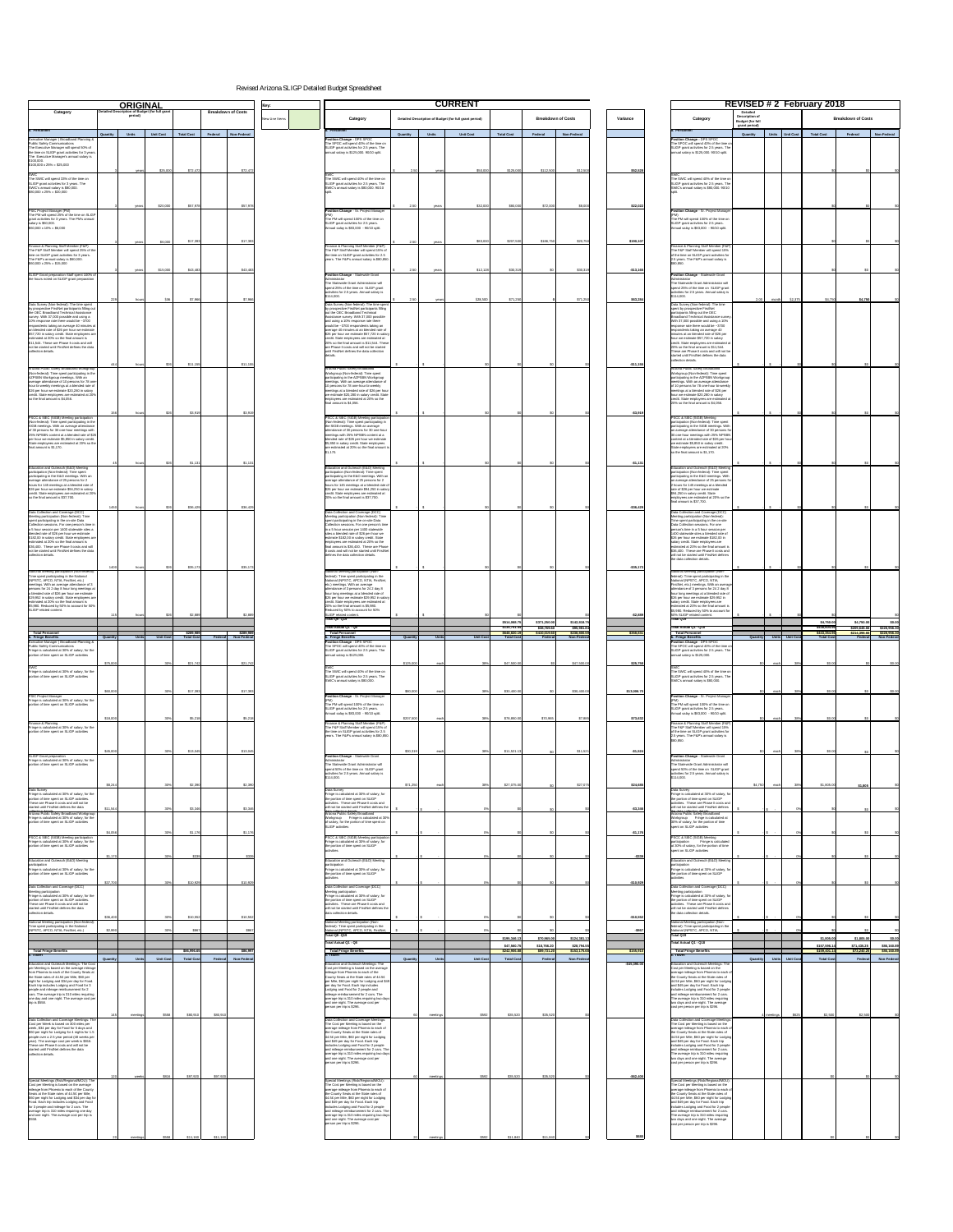Revised Arizona SLIGP Detailed Budget Spreadsheet

| | ORIGINAL | | | | | |
|---|---|---|---|---|---|---|
| Category | Detailed Description of Budget (for full grant period) | | | | Breakdown of Costs | |
| a. Personnel | Quantity | Units | Unit Cost | Total Cost | Federal | Non-Federal |
| Total Personnel | | | | | | |
| b. Fringe Benefits | Quantity | Units | Unit Cost | Total Cost | Federal | Non-Federal |
| Total Fringe Benefits | | | | | | |
| c. Travel | Quantity | Units | Unit Cost | Total Cost | Federal | Non-Federal |

Key: New Line Items

| | CURRENT | | | | | | Variance |
|---|---|---|---|---|---|---|---|
| Category | Detailed Description of Budget (for full grant period) | | | | Breakdown of Costs | | |
| a. Personnel | Quantity | Units | Unit Cost | Total Cost | Federal | Non-Federal | |
| Total Q1 - Q9 | | | | | | | |
| Total Actual Q1 - Q18 | | | | | | | |
| Total Personnel | | | | | | | |
| b. Fringe Benefits | Quantity | Units | Unit Cost | Total Cost | Federal | Non-Federal | |
| Total Q1 - Q9 | | | | | | | |
| Total Actual Q1 - Q18 | | | | | | | |
| Total Fringe Benefits | | | | | | | |
| c. Travel | Quantity | Units | Unit Cost | Total Cost | Federal | Non-Federal | |

| | REVISED # 2 February 2018 | | | | | |
|---|---|---|---|---|---|---|
| Category | Detailed Description of Budget (for full grant period) | | | | Breakdown of Costs | |
| a. Personnel | Quantity | Units | Unit Cost | Total Cost | Federal | Non-Federal |
| Total Q19 | | | | | | |
| Total Actual Q1 - Q18 | | | | | | |
| Total Personnel | | | | | | |
| b. Fringe Benefits | Quantity | Units | Unit Cost | Total Cost | Federal | Non-Federal |
| Total Q19 | | | | | | |
| Total Actual Q1 - Q18 | | | | | | |
| Total Fringe Benefits | | | | | | |
| c. Travel | Quantity | Units | Unit Cost | Total Cost | Federal | Non-Federal |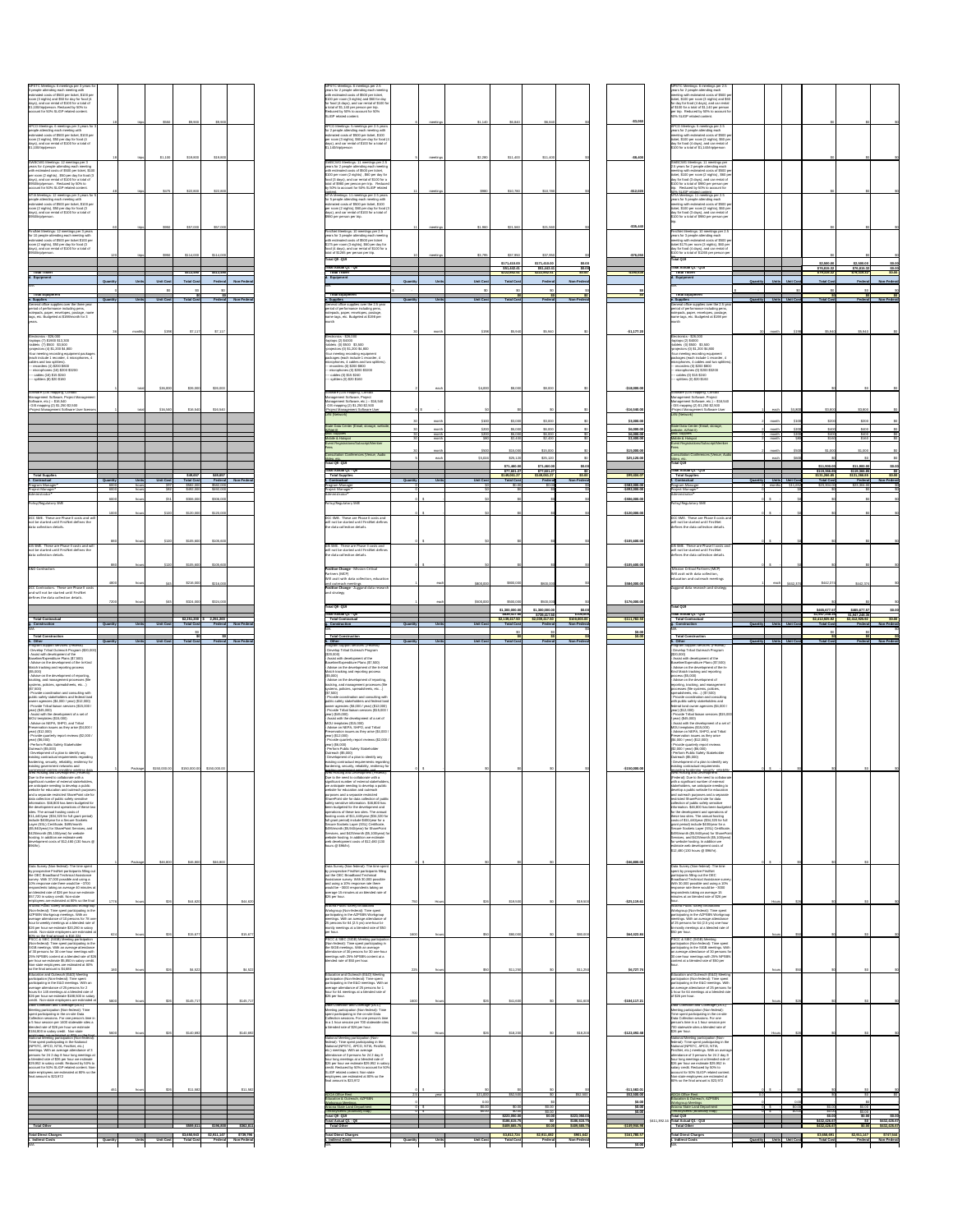| Description | Quantity | Units | Unit Cost | Total Cost | Federal | Non-Federal |
|---|---|---|---|---|---|---|
| SPSTC Meetings: 6 meetings per 3 years for 3 people attending each meeting with estimated costs of $500 per ticket, $100 per room (3 nights) and $50 for food (4 days), and car rental of $100 for a total of $1,100/trip/person. Reduced by 50% to account for 50% SLIGP-related content. | 18 | trips | $566 | $9,900 | $9,900 | |
| FPCO Meetings: 6 meetings per 3 years for 3 people attending each meeting with estimated costs of $500 per ticket, $300 per room (3 nights), $50 per day for food (4 days), and car rental of $100 for a total of $1,100/trip/person. | 18 | trips | $1,140 | $19,500 | $19,500 | |
| RABCWG Meetings: 12 meetings per 3 years for 4 people attending each meeting with estimated costs of $500 per ticket, $100 per room (2 nights), $50 per day for food (3 days), and car rental of $100 for a total of $950/trip/person. Reduced by 50% to account for 50% SLIGP-related content. | 48 | trips | $475 | $22,800 | $22,800 | |
| RTA Meetings: 12 meetings per 3 years for 5 people attending each meeting with estimated costs of $500 per ticket, $300 per room (2 nights), $50 per day for food (3 days), and car rental of $100 for a total of $950/trip/person. | 60 | trips | $950 | $57,000 | $57,000 | |
| FirstNet Meetings: 12 meetings per 3 years for 10 people attending each meeting with estimated costs of $500 per ticket, $100 per room (2 nights), $50 per day for food (3 days), and car rental of $100 for a total of $950/trip/person. | 120 | trips | $950 | $114,000 | $114,000 | |
| **Total Travel** | | | | | | |
| **d. Equipment** | Quantity | Units | Unit Cost | Total Cost | Federal | Non-Federal |
| N/A | | | | $0 | $0 | |
| **Total Equipment** | | | | $0 | $0 | |
| **e. Supplies** | Quantity | Units | Unit Cost | Total Cost | Federal | Non-Federal |
| General office supplies over the 3 year period of performance including pens, notepads, paper, envelopes, postage, name tags, etc. Budgeted at $198/month for 3 years. | 36 | monthly | $198 | $7,127 | $7,127 | |
| Electronics - $26,000: laptops, tablets, projectors, four meeting recording equipment packages, microphones, cables and accessories | 1 | total | $26,000 | $26,000 | $26,000 | |
| Software (GIS Mapping, Contact Management Software, Project Management Software, etc.) - $16,540 | 1 | total | $16,540 | $16,540 | $16,540 | |
| **Total Supplies** | | | | $49,667 | $49,667 | |
| **f. Contractual** | Quantity | Units | Unit Cost | Total Cost | Federal | Non-Federal |
| Program Manager* | | hours | | | | |
| Project Manager* | | hours | | | | |
| Administrative* | | hours | | | | |
| Policy/Regulatory SME | | hours | | | | |
| GCC SME: These are Phase II costs and will not be started until FirstNet defines the data collection details. | | hours | | | | |
| IS SME: These are Phase II costs and will not be started until FirstNet defines the data collection details. | | hours | | | | |
| R&D Contractors | | hours | | | | |
| GIS Contractors: These are Phase II costs and will not be started until FirstNet defines the data collection details. | | hours | | | | |
| **Total Contractual** | | | | | | |
| **g. Construction** | Quantity | Units | Unit Cost | Total Cost | Federal | Non-Federal |
| N/A | | | | $0 | $0 | |
| **Total Construction** | | | | $0 | $0 | |
| **h. Other** | Quantity | Units | Unit Cost | Total Cost | Federal | Non-Federal |
| Program Support Services (Federal) | 1 | Package | | | | |
| Web Hosting and Development (Federal) | 1 | Package | | | | |
| Data Survey (Non-federal) | | hours | | | | |
| Regional Public Safety Broadband Workgroup (Non-federal) meeting participation | | hours | | | | |
| PSCC & SIEC (ISGB) Meeting participation (Non-federal) | | hours | | | | |
| Education and Outreach (E&O) Meeting participation (Non-federal) | | hours | | | | |
| Data Collection and Coverage (DCC) Meeting participation (Non-federal) | | hours | | | | |
| National Meeting participation (Non-federal) | | hours | | | | |
| **Total Other** | | | | | | |
| **Total Direct Charges** | | | | | | |
| **i. Indirect Costs** | Quantity | Units | Unit Cost | Total Cost | Federal | Non-Federal |
| N/A | | | | | | |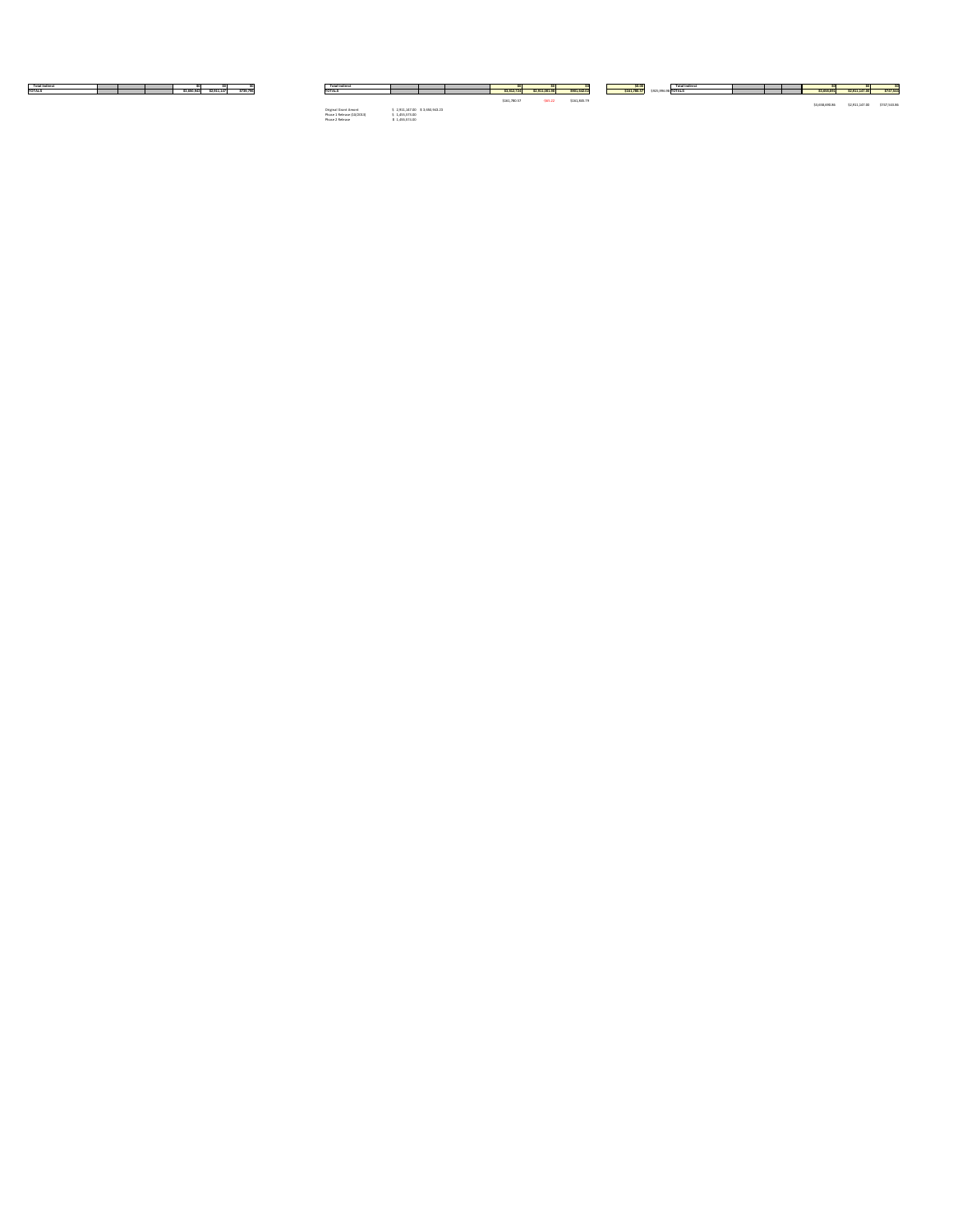| Total Indirect | | | | $0 | $0 | $0 |
|---|---|---|---|---|---|---|
| TOTALS | | | | $3,680,943 | $2,911,147 | $739,796 |

| Total Indirect | | | | $0 | $0 | $0 | | $0.00 |
|---|---|---|---|---|---|---|---|---|
| TOTALS | | | | $3,912,723 | $2,911,081.00 | $901,642.05 | | $161,780.57 |
| | | | | $161,780.57 | -$65.22 | $161,845.79 | | |

$325,990.00

Original Grant Amount $ 2,911,147.00 $ 3,680,943.23
Phase 1 Release (10/2013) $ 1,455,573.00
Phase 2 Release $ 1,455,573.00

| Total Indirect | | | | $0 | $0 | $0 |
|---|---|---|---|---|---|---|
| TOTALS | | | | $3,658,691 | $2,911,147.00 | $747,544 |
| | | | | $3,658,690.86 | $2,911,147.00 | $747,543.86 |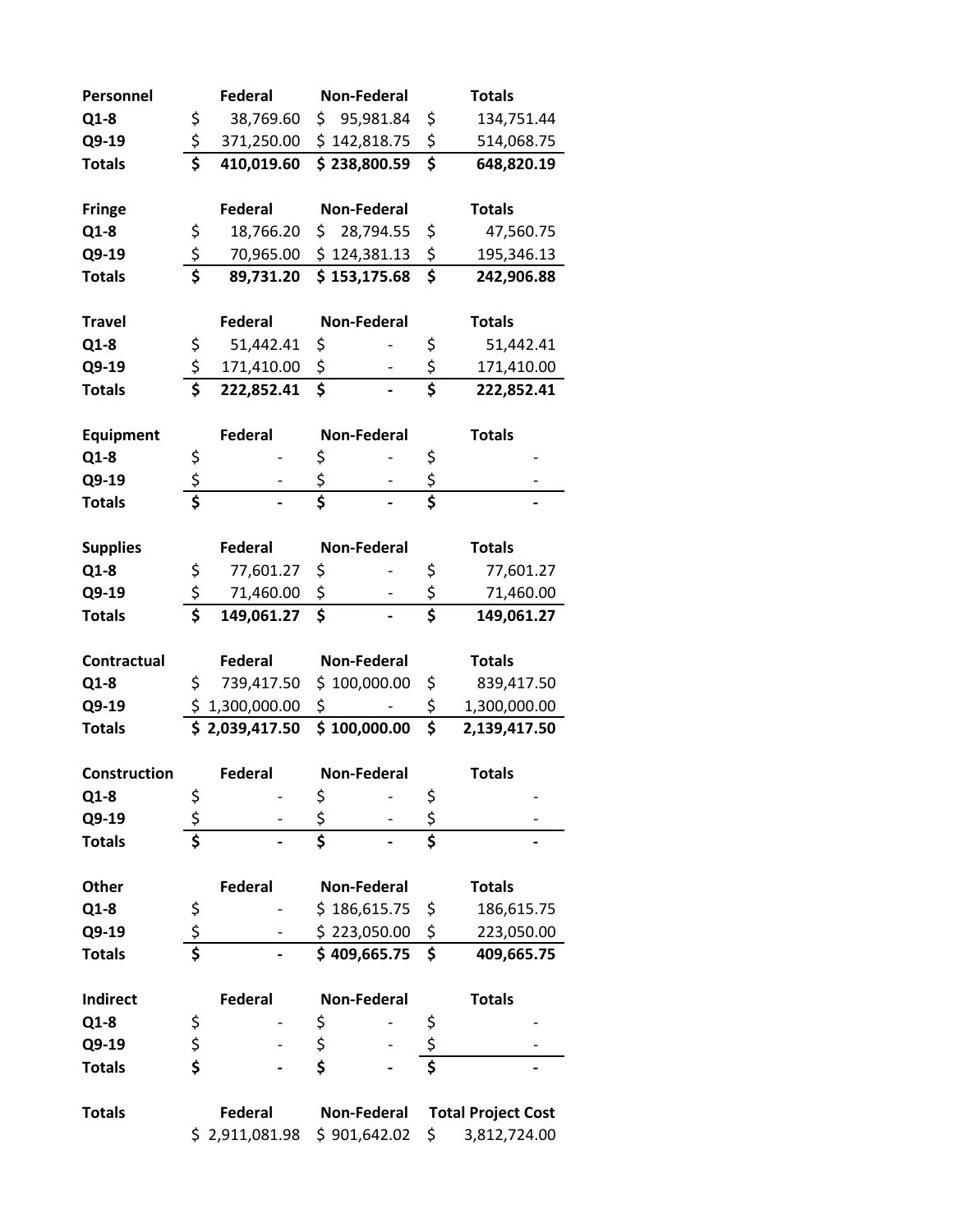| Personnel | Federal | Non-Federal | Totals |
| --- | --- | --- | --- |
| Q1-8 | $ 38,769.60 | $ 95,981.84 | $ 134,751.44 |
| Q9-19 | $ 371,250.00 | $ 142,818.75 | $ 514,068.75 |
| **Totals** | **$ 410,019.60** | **$ 238,800.59** | **$ 648,820.19** |

| Fringe | Federal | Non-Federal | Totals |
| --- | --- | --- | --- |
| Q1-8 | $ 18,766.20 | $ 28,794.55 | $ 47,560.75 |
| Q9-19 | $ 70,965.00 | $ 124,381.13 | $ 195,346.13 |
| **Totals** | **$ 89,731.20** | **$ 153,175.68** | **$ 242,906.88** |

| Travel | Federal | Non-Federal | Totals |
| --- | --- | --- | --- |
| Q1-8 | $ 51,442.41 | $ - | $ 51,442.41 |
| Q9-19 | $ 171,410.00 | $ - | $ 171,410.00 |
| **Totals** | **$ 222,852.41** | **$ -** | **$ 222,852.41** |

| Equipment | Federal | Non-Federal | Totals |
| --- | --- | --- | --- |
| Q1-8 | $ - | $ - | $ - |
| Q9-19 | $ - | $ - | $ - |
| **Totals** | **$ -** | **$ -** | **$ -** |

| Supplies | Federal | Non-Federal | Totals |
| --- | --- | --- | --- |
| Q1-8 | $ 77,601.27 | $ - | $ 77,601.27 |
| Q9-19 | $ 71,460.00 | $ - | $ 71,460.00 |
| **Totals** | **$ 149,061.27** | **$ -** | **$ 149,061.27** |

| Contractual | Federal | Non-Federal | Totals |
| --- | --- | --- | --- |
| Q1-8 | $ 739,417.50 | $ 100,000.00 | $ 839,417.50 |
| Q9-19 | $ 1,300,000.00 | $ - | $ 1,300,000.00 |
| **Totals** | **$ 2,039,417.50** | **$ 100,000.00** | **$ 2,139,417.50** |

| Construction | Federal | Non-Federal | Totals |
| --- | --- | --- | --- |
| Q1-8 | $ - | $ - | $ - |
| Q9-19 | $ - | $ - | $ - |
| **Totals** | **$ -** | **$ -** | **$ -** |

| Other | Federal | Non-Federal | Totals |
| --- | --- | --- | --- |
| Q1-8 | $ - | $ 186,615.75 | $ 186,615.75 |
| Q9-19 | $ - | $ 223,050.00 | $ 223,050.00 |
| **Totals** | **$ -** | **$ 409,665.75** | **$ 409,665.75** |

| Indirect | Federal | Non-Federal | Totals |
| --- | --- | --- | --- |
| Q1-8 | $ - | $ - | $ - |
| Q9-19 | $ - | $ - | $ - |
| **Totals** | **$ -** | **$ -** | **$ -** |

| Totals | Federal | Non-Federal | Total Project Cost |
| --- | --- | --- | --- |
| | $ 2,911,081.98 | $ 901,642.02 | $ 3,812,724.00 |